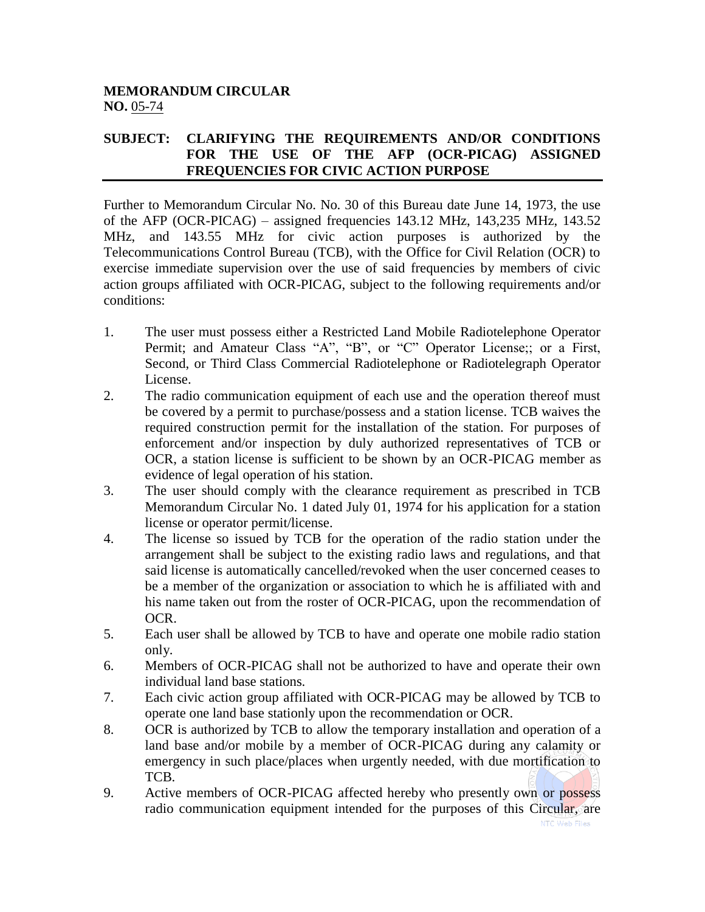**MEMORANDUM CIRCULAR**
**NO.** 05-74

**SUBJECT: CLARIFYING THE REQUIREMENTS AND/OR CONDITIONS FOR THE USE OF THE AFP (OCR-PICAG) ASSIGNED FREQUENCIES FOR CIVIC ACTION PURPOSE**

---

Further to Memorandum Circular No. No. 30 of this Bureau date June 14, 1973, the use of the AFP (OCR-PICAG) – assigned frequencies 143.12 MHz, 143,235 MHz, 143.52 MHz, and 143.55 MHz for civic action purposes is authorized by the Telecommunications Control Bureau (TCB), with the Office for Civil Relation (OCR) to exercise immediate supervision over the use of said frequencies by members of civic action groups affiliated with OCR-PICAG, subject to the following requirements and/or conditions:

1. The user must possess either a Restricted Land Mobile Radiotelephone Operator Permit; and Amateur Class "A", "B", or "C" Operator License;; or a First, Second, or Third Class Commercial Radiotelephone or Radiotelegraph Operator License.
2. The radio communication equipment of each use and the operation thereof must be covered by a permit to purchase/possess and a station license. TCB waives the required construction permit for the installation of the station. For purposes of enforcement and/or inspection by duly authorized representatives of TCB or OCR, a station license is sufficient to be shown by an OCR-PICAG member as evidence of legal operation of his station.
3. The user should comply with the clearance requirement as prescribed in TCB Memorandum Circular No. 1 dated July 01, 1974 for his application for a station license or operator permit/license.
4. The license so issued by TCB for the operation of the radio station under the arrangement shall be subject to the existing radio laws and regulations, and that said license is automatically cancelled/revoked when the user concerned ceases to be a member of the organization or association to which he is affiliated with and his name taken out from the roster of OCR-PICAG, upon the recommendation of OCR.
5. Each user shall be allowed by TCB to have and operate one mobile radio station only.
6. Members of OCR-PICAG shall not be authorized to have and operate their own individual land base stations.
7. Each civic action group affiliated with OCR-PICAG may be allowed by TCB to operate one land base stationly upon the recommendation or OCR.
8. OCR is authorized by TCB to allow the temporary installation and operation of a land base and/or mobile by a member of OCR-PICAG during any calamity or emergency in such place/places when urgently needed, with due mortification to TCB.
9. Active members of OCR-PICAG affected hereby who presently own or possess radio communication equipment intended for the purposes of this Circular, are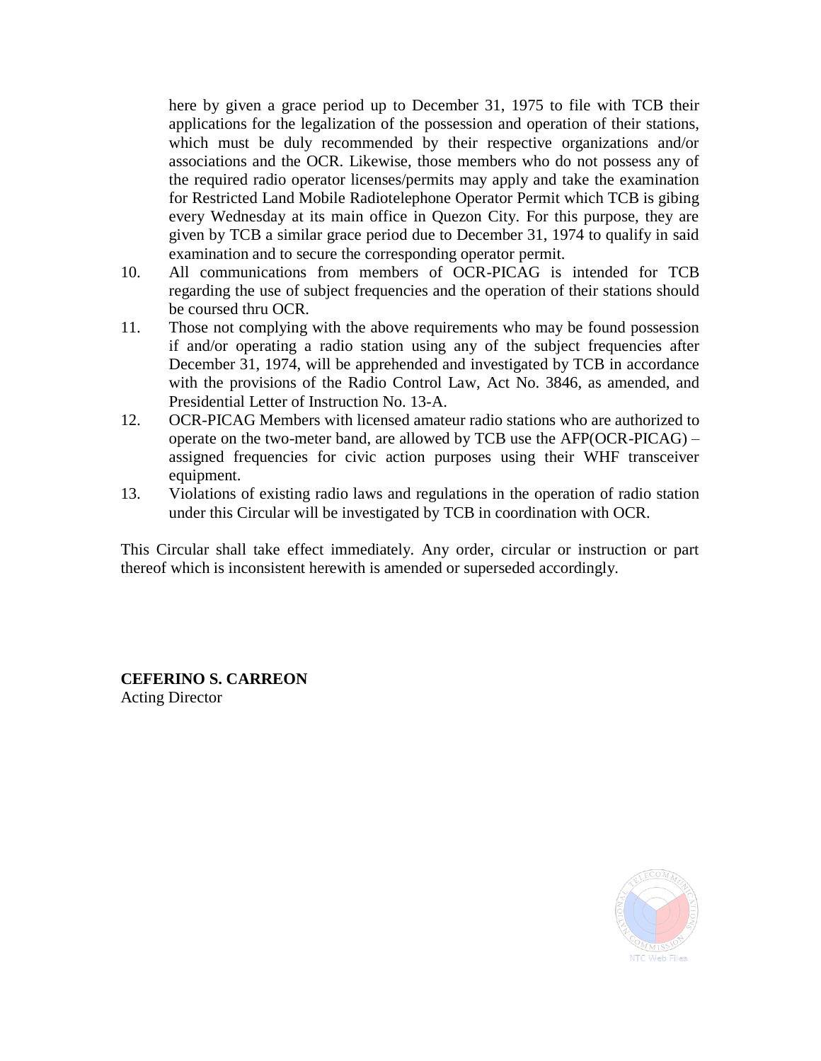here by given a grace period up to December 31, 1975 to file with TCB their applications for the legalization of the possession and operation of their stations, which must be duly recommended by their respective organizations and/or associations and the OCR. Likewise, those members who do not possess any of the required radio operator licenses/permits may apply and take the examination for Restricted Land Mobile Radiotelephone Operator Permit which TCB is gibing every Wednesday at its main office in Quezon City. For this purpose, they are given by TCB a similar grace period due to December 31, 1974 to qualify in said examination and to secure the corresponding operator permit.

10. All communications from members of OCR-PICAG is intended for TCB regarding the use of subject frequencies and the operation of their stations should be coursed thru OCR.
11. Those not complying with the above requirements who may be found possession if and/or operating a radio station using any of the subject frequencies after December 31, 1974, will be apprehended and investigated by TCB in accordance with the provisions of the Radio Control Law, Act No. 3846, as amended, and Presidential Letter of Instruction No. 13-A.
12. OCR-PICAG Members with licensed amateur radio stations who are authorized to operate on the two-meter band, are allowed by TCB use the AFP(OCR-PICAG) – assigned frequencies for civic action purposes using their WHF transceiver equipment.
13. Violations of existing radio laws and regulations in the operation of radio station under this Circular will be investigated by TCB in coordination with OCR.

This Circular shall take effect immediately. Any order, circular or instruction or part thereof which is inconsistent herewith is amended or superseded accordingly.

**CEFERINO S. CARREON**
Acting Director